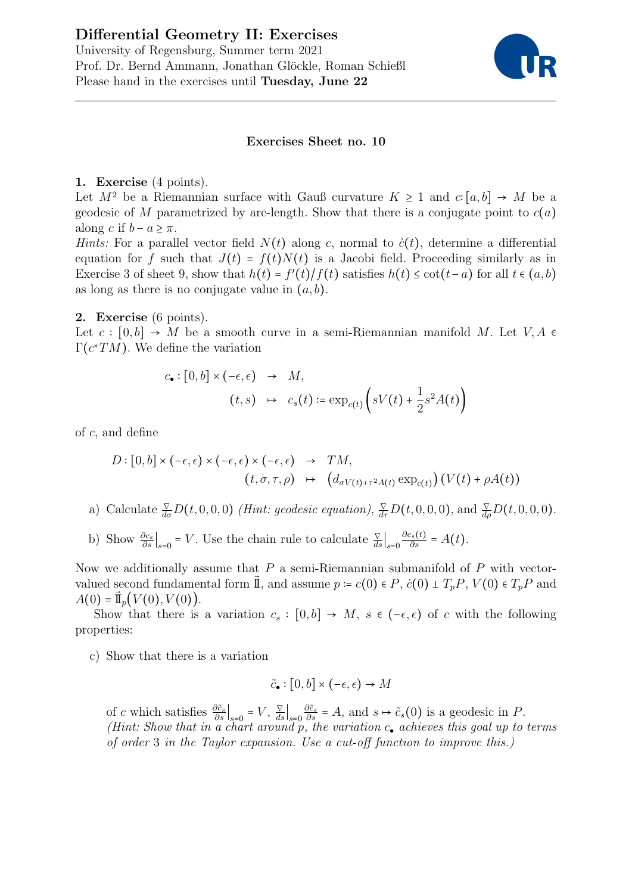# Differential Geometry II: Exercises

University of Regensburg, Summer term 2021
Prof. Dr. Bernd Ammann, Jonathan Glöckle, Roman Schießl
Please hand in the exercises until **Tuesday, June 22**

---

## Exercises Sheet no. 10

**1. Exercise** (4 points).
Let $M^2$ be a Riemannian surface with Gauß curvature $K \geq 1$ and $c: [a,b] \to M$ be a geodesic of $M$ parametrized by arc-length. Show that there is a conjugate point to $c(a)$ along $c$ if $b - a \geq \pi$.

*Hints:* For a parallel vector field $N(t)$ along $c$, normal to $\dot{c}(t)$, determine a differential equation for $f$ such that $J(t) = f(t)N(t)$ is a Jacobi field. Proceeding similarly as in Exercise 3 of sheet 9, show that $h(t) = f'(t)/f(t)$ satisfies $h(t) \leq \cot(t-a)$ for all $t \in (a,b)$ as long as there is no conjugate value in $(a,b)$.

**2. Exercise** (6 points).
Let $c : [0,b] \to M$ be a smooth curve in a semi-Riemannian manifold $M$. Let $V, A \in \Gamma(c^*TM)$. We define the variation

$$
\begin{aligned}
c_\bullet : [0,b] \times (-\epsilon, \epsilon) &\to M, \\
(t,s) &\mapsto c_s(t) := \exp_{c(t)}\left(sV(t) + \frac{1}{2}s^2 A(t)\right)
\end{aligned}
$$

of $c$, and define

$$
\begin{aligned}
D : [0,b] \times (-\epsilon, \epsilon) \times (-\epsilon, \epsilon) \times (-\epsilon, \epsilon) &\to TM, \\
(t, \sigma, \tau, \rho) &\mapsto \left(d_{\sigma V(t) + \tau^2 A(t)} \exp_{c(t)}\right)(V(t) + \rho A(t))
\end{aligned}
$$

a) Calculate $\frac{\nabla}{d\sigma} D(t,0,0,0)$ *(Hint: geodesic equation)*, $\frac{\nabla}{d\tau} D(t,0,0,0)$, and $\frac{\nabla}{d\rho} D(t,0,0,0)$.

b) Show $\frac{\partial c_s}{\partial s}\Big|_{s=0} = V$. Use the chain rule to calculate $\frac{\nabla}{ds}\Big|_{s=0} \frac{\partial c_s(t)}{\partial s} = A(t)$.

Now we additionally assume that $P$ a semi-Riemannian submanifold of $P$ with vector-valued second fundamental form $\vec{\mathrm{II}}$, and assume $p := c(0) \in P$, $\dot{c}(0) \perp T_pP$, $V(0) \in T_pP$ and $A(0) = \vec{\mathrm{II}}_p\big(V(0), V(0)\big)$.

Show that there is a variation $c_s : [0,b] \to M$, $s \in (-\epsilon, \epsilon)$ of $c$ with the following properties:

c) Show that there is a variation

$$
\tilde{c}_\bullet : [0,b] \times (-\epsilon, \epsilon) \to M
$$

of $c$ which satisfies $\frac{\partial \tilde{c}_s}{\partial s}\Big|_{s=0} = V$, $\frac{\nabla}{ds}\Big|_{s=0} \frac{\partial \tilde{c}_s}{\partial s} = A$, and $s \mapsto \tilde{c}_s(0)$ is a geodesic in $P$.
*(Hint: Show that in a chart around $p$, the variation $c_\bullet$ achieves this goal up to terms of order 3 in the Taylor expansion. Use a cut-off function to improve this.)*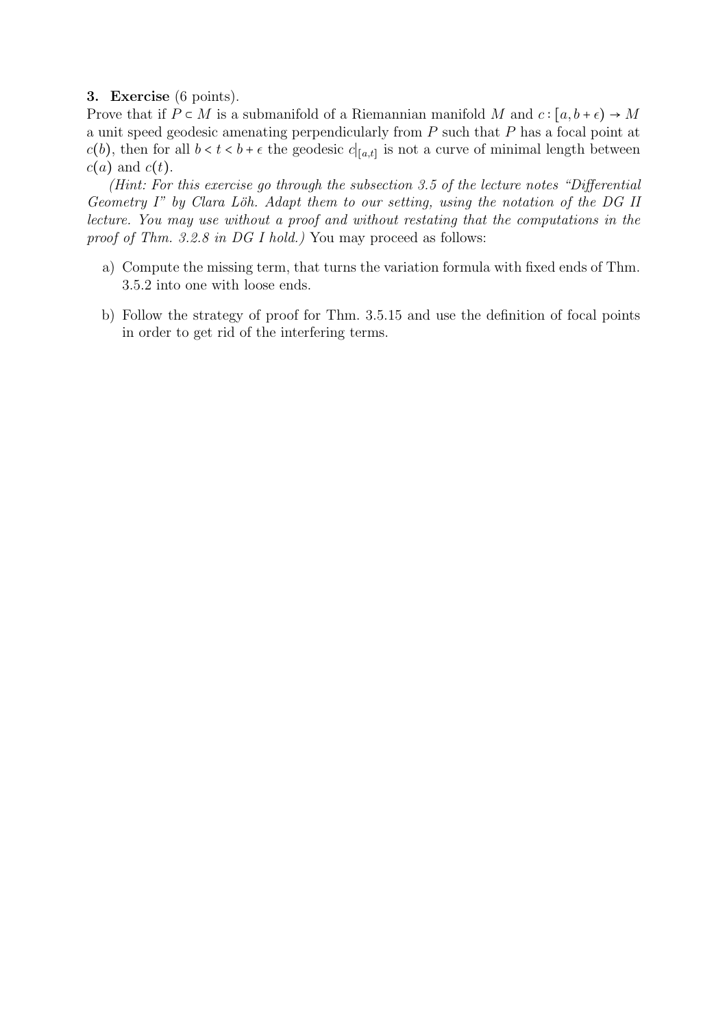**3. Exercise** (6 points).
Prove that if $P \subset M$ is a submanifold of a Riemannian manifold $M$ and $c\colon [a, b+\epsilon) \to M$ a unit speed geodesic amenating perpendicularly from $P$ such that $P$ has a focal point at $c(b)$, then for all $b < t < b+\epsilon$ the geodesic $c|_{[a,t]}$ is not a curve of minimal length between $c(a)$ and $c(t)$.

*(Hint: For this exercise go through the subsection 3.5 of the lecture notes "Differential Geometry I" by Clara Löh. Adapt them to our setting, using the notation of the DG II lecture. You may use without a proof and without restating that the computations in the proof of Thm. 3.2.8 in DG I hold.)* You may proceed as follows:

a) Compute the missing term, that turns the variation formula with fixed ends of Thm. 3.5.2 into one with loose ends.

b) Follow the strategy of proof for Thm. 3.5.15 and use the definition of focal points in order to get rid of the interfering terms.